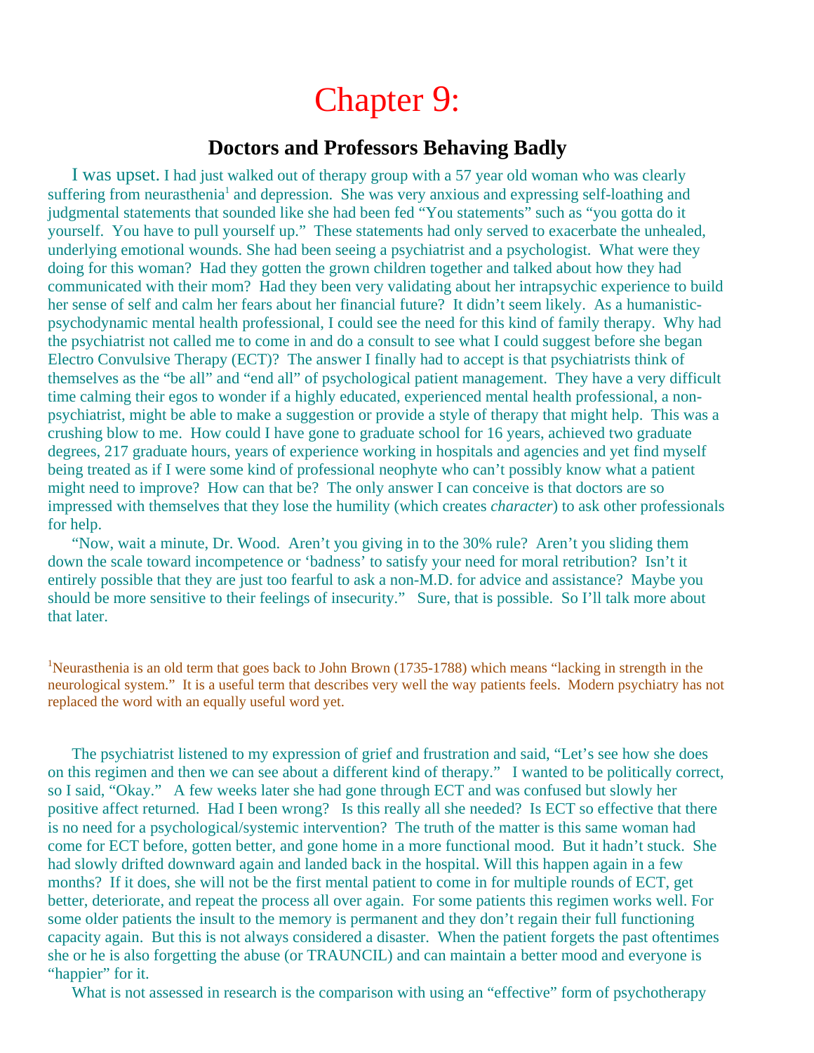# Chapter 9:

## Doctors and Professors Behaving Badly

I was upset. I had just walked out of therapy group with a 57 year old woman who was clearly suffering from neurasthenia[1] and depression. She was very anxious and expressing self-loathing and judgmental statements that sounded like she had been fed "You statements" such as "you gotta do it yourself. You have to pull yourself up." These statements had only served to exacerbate the unhealed, underlying emotional wounds. She had been seeing a psychiatrist and a psychologist. What were they doing for this woman? Had they gotten the grown children together and talked about how they had communicated with their mom? Had they been very validating about her intrapsychic experience to build her sense of self and calm her fears about her financial future? It didn't seem likely. As a humanistic-psychodynamic mental health professional, I could see the need for this kind of family therapy. Why had the psychiatrist not called me to come in and do a consult to see what I could suggest before she began Electro Convulsive Therapy (ECT)? The answer I finally had to accept is that psychiatrists think of themselves as the "be all" and "end all" of psychological patient management. They have a very difficult time calming their egos to wonder if a highly educated, experienced mental health professional, a non-psychiatrist, might be able to make a suggestion or provide a style of therapy that might help. This was a crushing blow to me. How could I have gone to graduate school for 16 years, achieved two graduate degrees, 217 graduate hours, years of experience working in hospitals and agencies and yet find myself being treated as if I were some kind of professional neophyte who can't possibly know what a patient might need to improve? How can that be? The only answer I can conceive is that doctors are so impressed with themselves that they lose the humility (which creates *character*) to ask other professionals for help.

"Now, wait a minute, Dr. Wood. Aren't you giving in to the 30% rule? Aren't you sliding them down the scale toward incompetence or 'badness' to satisfy your need for moral retribution? Isn't it entirely possible that they are just too fearful to ask a non-M.D. for advice and assistance? Maybe you should be more sensitive to their feelings of insecurity." Sure, that is possible. So I'll talk more about that later.

[1]Neurasthenia is an old term that goes back to John Brown (1735-1788) which means "lacking in strength in the neurological system." It is a useful term that describes very well the way patients feels. Modern psychiatry has not replaced the word with an equally useful word yet.

The psychiatrist listened to my expression of grief and frustration and said, "Let's see how she does on this regimen and then we can see about a different kind of therapy." I wanted to be politically correct, so I said, "Okay." A few weeks later she had gone through ECT and was confused but slowly her positive affect returned. Had I been wrong? Is this really all she needed? Is ECT so effective that there is no need for a psychological/systemic intervention? The truth of the matter is this same woman had come for ECT before, gotten better, and gone home in a more functional mood. But it hadn't stuck. She had slowly drifted downward again and landed back in the hospital. Will this happen again in a few months? If it does, she will not be the first mental patient to come in for multiple rounds of ECT, get better, deteriorate, and repeat the process all over again. For some patients this regimen works well. For some older patients the insult to the memory is permanent and they don't regain their full functioning capacity again. But this is not always considered a disaster. When the patient forgets the past oftentimes she or he is also forgetting the abuse (or TRAUNCIL) and can maintain a better mood and everyone is "happier" for it.

What is not assessed in research is the comparison with using an "effective" form of psychotherapy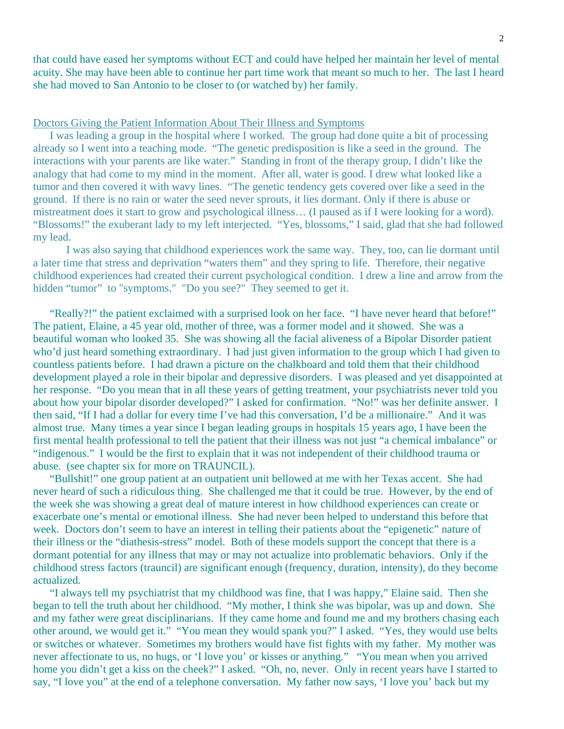that could have eased her symptoms without ECT and could have helped her maintain her level of mental acuity. She may have been able to continue her part time work that meant so much to her. The last I heard she had moved to San Antonio to be closer to (or watched by) her family.

<u>Doctors Giving the Patient Information About Their Illness and Symptoms</u>

I was leading a group in the hospital where I worked. The group had done quite a bit of processing already so I went into a teaching mode. "The genetic predisposition is like a seed in the ground. The interactions with your parents are like water." Standing in front of the therapy group, I didn't like the analogy that had come to my mind in the moment. After all, water is good. I drew what looked like a tumor and then covered it with wavy lines. "The genetic tendency gets covered over like a seed in the ground. If there is no rain or water the seed never sprouts, it lies dormant. Only if there is abuse or mistreatment does it start to grow and psychological illness… (I paused as if I were looking for a word). "Blossoms!" the exuberant lady to my left interjected. "Yes, blossoms," I said, glad that she had followed my lead.

I was also saying that childhood experiences work the same way. They, too, can lie dormant until a later time that stress and deprivation "waters them" and they spring to life. Therefore, their negative childhood experiences had created their current psychological condition. I drew a line and arrow from the hidden "tumor" to "symptoms." "Do you see?" They seemed to get it.

"Really?!" the patient exclaimed with a surprised look on her face. "I have never heard that before!" The patient, Elaine, a 45 year old, mother of three, was a former model and it showed. She was a beautiful woman who looked 35. She was showing all the facial aliveness of a Bipolar Disorder patient who'd just heard something extraordinary. I had just given information to the group which I had given to countless patients before. I had drawn a picture on the chalkboard and told them that their childhood development played a role in their bipolar and depressive disorders. I was pleased and yet disappointed at her response. "Do you mean that in all these years of getting treatment, your psychiatrists never told you about how your bipolar disorder developed?" I asked for confirmation. "No!" was her definite answer. I then said, "If I had a dollar for every time I've had this conversation, I'd be a millionaire." And it was almost true. Many times a year since I began leading groups in hospitals 15 years ago, I have been the first mental health professional to tell the patient that their illness was not just "a chemical imbalance" or "indigenous." I would be the first to explain that it was not independent of their childhood trauma or abuse. (see chapter six for more on TRAUNCIL).

"Bullshit!" one group patient at an outpatient unit bellowed at me with her Texas accent. She had never heard of such a ridiculous thing. She challenged me that it could be true. However, by the end of the week she was showing a great deal of mature interest in how childhood experiences can create or exacerbate one's mental or emotional illness. She had never been helped to understand this before that week. Doctors don't seem to have an interest in telling their patients about the "epigenetic" nature of their illness or the "diathesis-stress" model. Both of these models support the concept that there is a dormant potential for any illness that may or may not actualize into problematic behaviors. Only if the childhood stress factors (trauncil) are significant enough (frequency, duration, intensity), do they become actualized.

"I always tell my psychiatrist that my childhood was fine, that I was happy," Elaine said. Then she began to tell the truth about her childhood. "My mother, I think she was bipolar, was up and down. She and my father were great disciplinarians. If they came home and found me and my brothers chasing each other around, we would get it." "You mean they would spank you?" I asked. "Yes, they would use belts or switches or whatever. Sometimes my brothers would have fist fights with my father. My mother was never affectionate to us, no hugs, or 'I love you' or kisses or anything." "You mean when you arrived home you didn't get a kiss on the cheek?" I asked. "Oh, no, never. Only in recent years have I started to say, "I love you" at the end of a telephone conversation. My father now says, 'I love you' back but my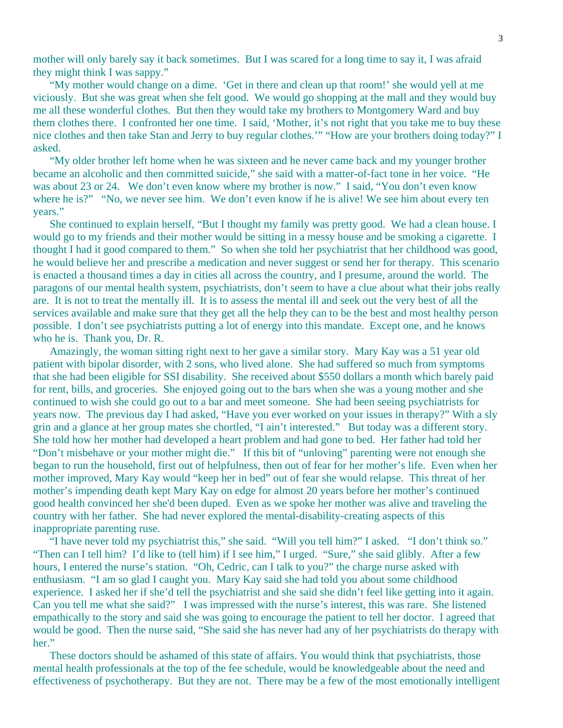mother will only barely say it back sometimes. But I was scared for a long time to say it, I was afraid they might think I was sappy."

"My mother would change on a dime. 'Get in there and clean up that room!' she would yell at me viciously. But she was great when she felt good. We would go shopping at the mall and they would buy me all these wonderful clothes. But then they would take my brothers to Montgomery Ward and buy them clothes there. I confronted her one time. I said, 'Mother, it's not right that you take me to buy these nice clothes and then take Stan and Jerry to buy regular clothes.'" "How are your brothers doing today?" I asked.

"My older brother left home when he was sixteen and he never came back and my younger brother became an alcoholic and then committed suicide," she said with a matter-of-fact tone in her voice. "He was about 23 or 24. We don't even know where my brother is now." I said, "You don't even know where he is?" "No, we never see him. We don't even know if he is alive! We see him about every ten years."

She continued to explain herself, "But I thought my family was pretty good. We had a clean house. I would go to my friends and their mother would be sitting in a messy house and be smoking a cigarette. I thought I had it good compared to them." So when she told her psychiatrist that her childhood was good, he would believe her and prescribe a medication and never suggest or send her for therapy. This scenario is enacted a thousand times a day in cities all across the country, and I presume, around the world. The paragons of our mental health system, psychiatrists, don't seem to have a clue about what their jobs really are. It is not to treat the mentally ill. It is to assess the mental ill and seek out the very best of all the services available and make sure that they get all the help they can to be the best and most healthy person possible. I don't see psychiatrists putting a lot of energy into this mandate. Except one, and he knows who he is. Thank you, Dr. R.

Amazingly, the woman sitting right next to her gave a similar story. Mary Kay was a 51 year old patient with bipolar disorder, with 2 sons, who lived alone. She had suffered so much from symptoms that she had been eligible for SSI disability. She received about $550 dollars a month which barely paid for rent, bills, and groceries. She enjoyed going out to the bars when she was a young mother and she continued to wish she could go out to a bar and meet someone. She had been seeing psychiatrists for years now. The previous day I had asked, "Have you ever worked on your issues in therapy?" With a sly grin and a glance at her group mates she chortled, "I ain't interested." But today was a different story. She told how her mother had developed a heart problem and had gone to bed. Her father had told her "Don't misbehave or your mother might die." If this bit of "unloving" parenting were not enough she began to run the household, first out of helpfulness, then out of fear for her mother's life. Even when her mother improved, Mary Kay would "keep her in bed" out of fear she would relapse. This threat of her mother's impending death kept Mary Kay on edge for almost 20 years before her mother's continued good health convinced her she'd been duped. Even as we spoke her mother was alive and traveling the country with her father. She had never explored the mental-disability-creating aspects of this inappropriate parenting ruse.

"I have never told my psychiatrist this," she said. "Will you tell him?" I asked. "I don't think so." "Then can I tell him? I'd like to (tell him) if I see him," I urged. "Sure," she said glibly. After a few hours, I entered the nurse's station. "Oh, Cedric, can I talk to you?" the charge nurse asked with enthusiasm. "I am so glad I caught you. Mary Kay said she had told you about some childhood experience. I asked her if she'd tell the psychiatrist and she said she didn't feel like getting into it again. Can you tell me what she said?" I was impressed with the nurse's interest, this was rare. She listened empathically to the story and said she was going to encourage the patient to tell her doctor. I agreed that would be good. Then the nurse said, "She said she has never had any of her psychiatrists do therapy with her."

These doctors should be ashamed of this state of affairs. You would think that psychiatrists, those mental health professionals at the top of the fee schedule, would be knowledgeable about the need and effectiveness of psychotherapy. But they are not. There may be a few of the most emotionally intelligent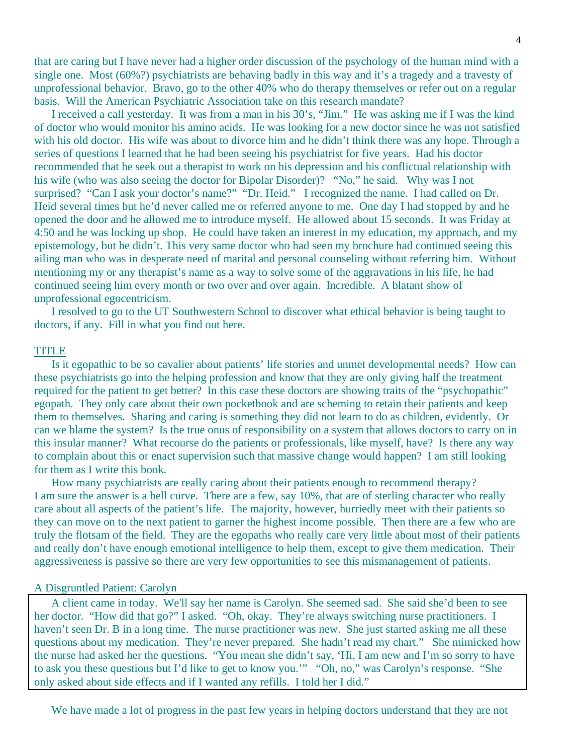that are caring but I have never had a higher order discussion of the psychology of the human mind with a single one. Most (60%?) psychiatrists are behaving badly in this way and it's a tragedy and a travesty of unprofessional behavior. Bravo, go to the other 40% who do therapy themselves or refer out on a regular basis. Will the American Psychiatric Association take on this research mandate?

I received a call yesterday. It was from a man in his 30's, "Jim." He was asking me if I was the kind of doctor who would monitor his amino acids. He was looking for a new doctor since he was not satisfied with his old doctor. His wife was about to divorce him and he didn't think there was any hope. Through a series of questions I learned that he had been seeing his psychiatrist for five years. Had his doctor recommended that he seek out a therapist to work on his depression and his conflictual relationship with his wife (who was also seeing the doctor for Bipolar Disorder)? "No," he said. Why was I not surprised? "Can I ask your doctor's name?" "Dr. Heid." I recognized the name. I had called on Dr. Heid several times but he'd never called me or referred anyone to me. One day I had stopped by and he opened the door and he allowed me to introduce myself. He allowed about 15 seconds. It was Friday at 4:50 and he was locking up shop. He could have taken an interest in my education, my approach, and my epistemology, but he didn't. This very same doctor who had seen my brochure had continued seeing this ailing man who was in desperate need of marital and personal counseling without referring him. Without mentioning my or any therapist's name as a way to solve some of the aggravations in his life, he had continued seeing him every month or two over and over again. Incredible. A blatant show of unprofessional egocentricism.

I resolved to go to the UT Southwestern School to discover what ethical behavior is being taught to doctors, if any. Fill in what you find out here.

<u>TITLE</u>

Is it egopathic to be so cavalier about patients' life stories and unmet developmental needs? How can these psychiatrists go into the helping profession and know that they are only giving half the treatment required for the patient to get better? In this case these doctors are showing traits of the "psychopathic" egopath. They only care about their own pocketbook and are scheming to retain their patients and keep them to themselves. Sharing and caring is something they did not learn to do as children, evidently. Or can we blame the system? Is the true onus of responsibility on a system that allows doctors to carry on in this insular manner? What recourse do the patients or professionals, like myself, have? Is there any way to complain about this or enact supervision such that massive change would happen? I am still looking for them as I write this book.

How many psychiatrists are really caring about their patients enough to recommend therapy? I am sure the answer is a bell curve. There are a few, say 10%, that are of sterling character who really care about all aspects of the patient's life. The majority, however, hurriedly meet with their patients so they can move on to the next patient to garner the highest income possible. Then there are a few who are truly the flotsam of the field. They are the egopaths who really care very little about most of their patients and really don't have enough emotional intelligence to help them, except to give them medication. Their aggressiveness is passive so there are very few opportunities to see this mismanagement of patients.

A Disgruntled Patient: Carolyn

> A client came in today. We'll say her name is Carolyn. She seemed sad. She said she'd been to see her doctor. "How did that go?" I asked. "Oh, okay. They're always switching nurse practitioners. I haven't seen Dr. B in a long time. The nurse practitioner was new. She just started asking me all these questions about my medication. They're never prepared. She hadn't read my chart." She mimicked how the nurse had asked her the questions. "You mean she didn't say, 'Hi, I am new and I'm so sorry to have to ask you these questions but I'd like to get to know you.'" "Oh, no," was Carolyn's response. "She only asked about side effects and if I wanted any refills. I told her I did."

We have made a lot of progress in the past few years in helping doctors understand that they are not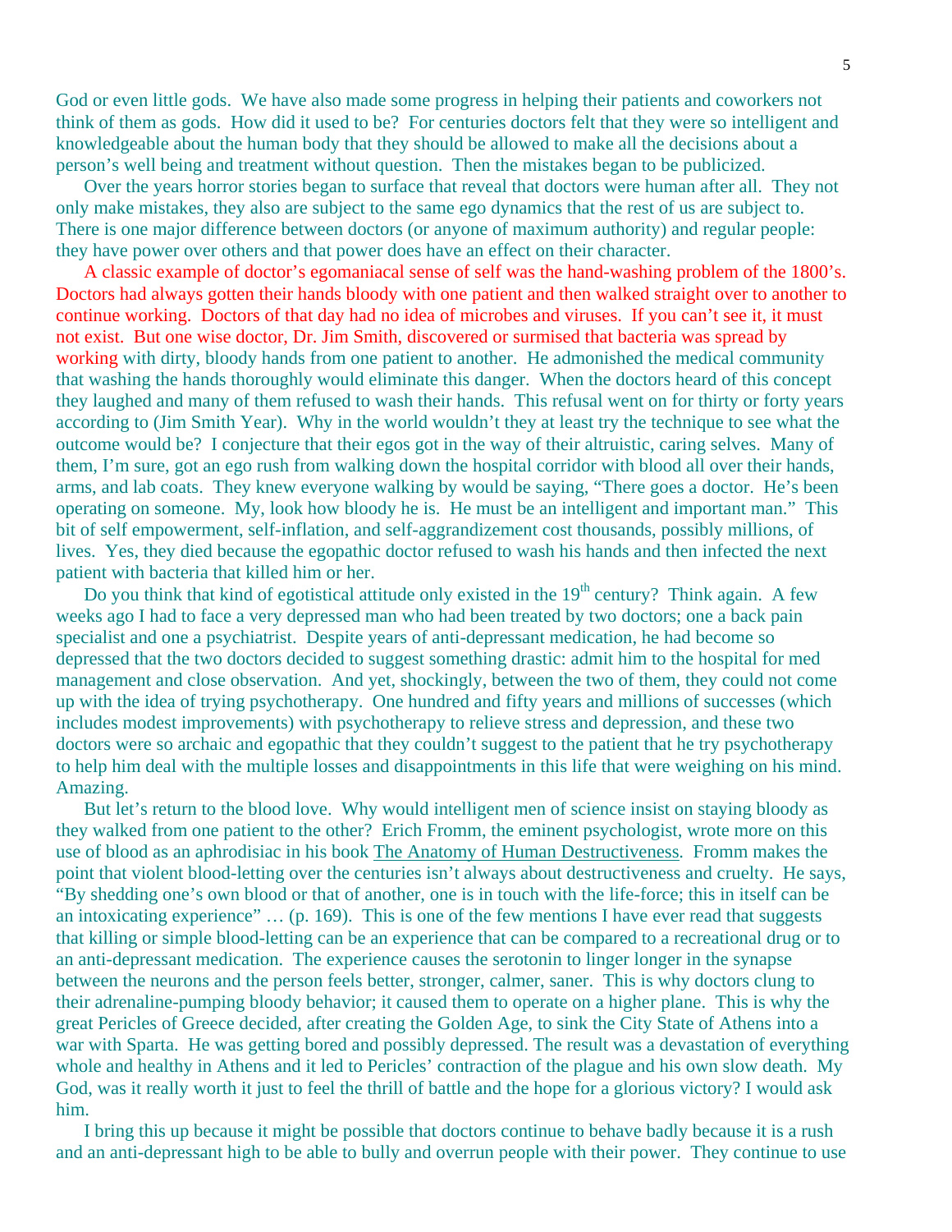God or even little gods. We have also made some progress in helping their patients and coworkers not think of them as gods. How did it used to be? For centuries doctors felt that they were so intelligent and knowledgeable about the human body that they should be allowed to make all the decisions about a person's well being and treatment without question. Then the mistakes began to be publicized.

Over the years horror stories began to surface that reveal that doctors were human after all. They not only make mistakes, they also are subject to the same ego dynamics that the rest of us are subject to. There is one major difference between doctors (or anyone of maximum authority) and regular people: they have power over others and that power does have an effect on their character.

A classic example of doctor's egomaniacal sense of self was the hand-washing problem of the 1800's. Doctors had always gotten their hands bloody with one patient and then walked straight over to another to continue working. Doctors of that day had no idea of microbes and viruses. If you can't see it, it must not exist. But one wise doctor, Dr. Jim Smith, discovered or surmised that bacteria was spread by working with dirty, bloody hands from one patient to another. He admonished the medical community that washing the hands thoroughly would eliminate this danger. When the doctors heard of this concept they laughed and many of them refused to wash their hands. This refusal went on for thirty or forty years according to (Jim Smith Year). Why in the world wouldn't they at least try the technique to see what the outcome would be? I conjecture that their egos got in the way of their altruistic, caring selves. Many of them, I'm sure, got an ego rush from walking down the hospital corridor with blood all over their hands, arms, and lab coats. They knew everyone walking by would be saying, "There goes a doctor. He's been operating on someone. My, look how bloody he is. He must be an intelligent and important man." This bit of self empowerment, self-inflation, and self-aggrandizement cost thousands, possibly millions, of lives. Yes, they died because the egopathic doctor refused to wash his hands and then infected the next patient with bacteria that killed him or her.

Do you think that kind of egotistical attitude only existed in the 19th century? Think again. A few weeks ago I had to face a very depressed man who had been treated by two doctors; one a back pain specialist and one a psychiatrist. Despite years of anti-depressant medication, he had become so depressed that the two doctors decided to suggest something drastic: admit him to the hospital for med management and close observation. And yet, shockingly, between the two of them, they could not come up with the idea of trying psychotherapy. One hundred and fifty years and millions of successes (which includes modest improvements) with psychotherapy to relieve stress and depression, and these two doctors were so archaic and egopathic that they couldn't suggest to the patient that he try psychotherapy to help him deal with the multiple losses and disappointments in this life that were weighing on his mind. Amazing.

But let's return to the blood love. Why would intelligent men of science insist on staying bloody as they walked from one patient to the other? Erich Fromm, the eminent psychologist, wrote more on this use of blood as an aphrodisiac in his book The Anatomy of Human Destructiveness. Fromm makes the point that violent blood-letting over the centuries isn't always about destructiveness and cruelty. He says, "By shedding one's own blood or that of another, one is in touch with the life-force; this in itself can be an intoxicating experience" … (p. 169). This is one of the few mentions I have ever read that suggests that killing or simple blood-letting can be an experience that can be compared to a recreational drug or to an anti-depressant medication. The experience causes the serotonin to linger longer in the synapse between the neurons and the person feels better, stronger, calmer, saner. This is why doctors clung to their adrenaline-pumping bloody behavior; it caused them to operate on a higher plane. This is why the great Pericles of Greece decided, after creating the Golden Age, to sink the City State of Athens into a war with Sparta. He was getting bored and possibly depressed. The result was a devastation of everything whole and healthy in Athens and it led to Pericles' contraction of the plague and his own slow death. My God, was it really worth it just to feel the thrill of battle and the hope for a glorious victory? I would ask him.

I bring this up because it might be possible that doctors continue to behave badly because it is a rush and an anti-depressant high to be able to bully and overrun people with their power. They continue to use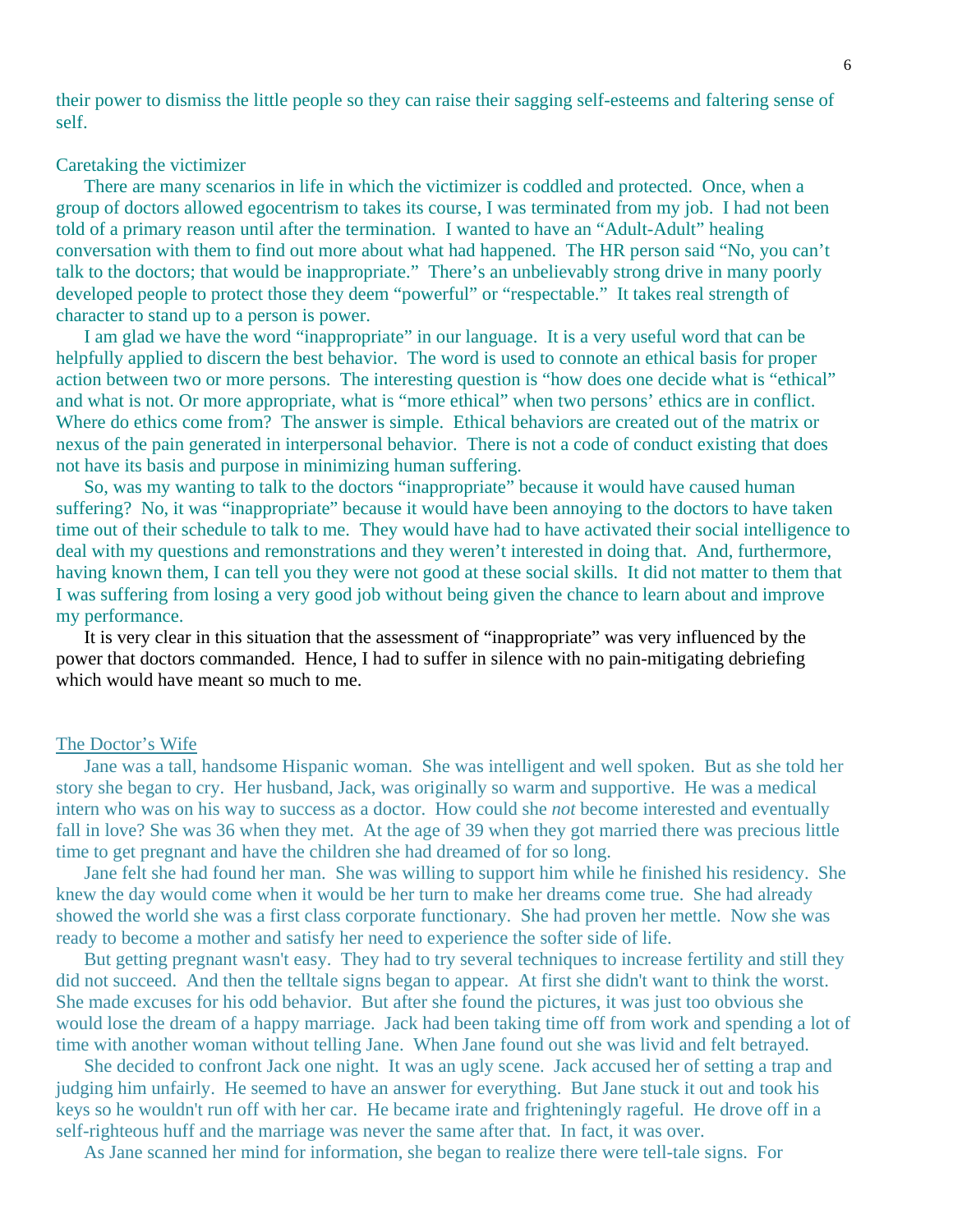their power to dismiss the little people so they can raise their sagging self-esteems and faltering sense of self.

## Caretaking the victimizer

There are many scenarios in life in which the victimizer is coddled and protected. Once, when a group of doctors allowed egocentrism to takes its course, I was terminated from my job. I had not been told of a primary reason until after the termination. I wanted to have an "Adult-Adult" healing conversation with them to find out more about what had happened. The HR person said "No, you can't talk to the doctors; that would be inappropriate." There's an unbelievably strong drive in many poorly developed people to protect those they deem "powerful" or "respectable." It takes real strength of character to stand up to a person is power.

I am glad we have the word "inappropriate" in our language. It is a very useful word that can be helpfully applied to discern the best behavior. The word is used to connote an ethical basis for proper action between two or more persons. The interesting question is "how does one decide what is "ethical" and what is not. Or more appropriate, what is "more ethical" when two persons' ethics are in conflict. Where do ethics come from? The answer is simple. Ethical behaviors are created out of the matrix or nexus of the pain generated in interpersonal behavior. There is not a code of conduct existing that does not have its basis and purpose in minimizing human suffering.

So, was my wanting to talk to the doctors "inappropriate" because it would have caused human suffering? No, it was "inappropriate" because it would have been annoying to the doctors to have taken time out of their schedule to talk to me. They would have had to have activated their social intelligence to deal with my questions and remonstrations and they weren't interested in doing that. And, furthermore, having known them, I can tell you they were not good at these social skills. It did not matter to them that I was suffering from losing a very good job without being given the chance to learn about and improve my performance.

It is very clear in this situation that the assessment of "inappropriate" was very influenced by the power that doctors commanded. Hence, I had to suffer in silence with no pain-mitigating debriefing which would have meant so much to me.

## The Doctor's Wife

Jane was a tall, handsome Hispanic woman. She was intelligent and well spoken. But as she told her story she began to cry. Her husband, Jack, was originally so warm and supportive. He was a medical intern who was on his way to success as a doctor. How could she *not* become interested and eventually fall in love? She was 36 when they met. At the age of 39 when they got married there was precious little time to get pregnant and have the children she had dreamed of for so long.

Jane felt she had found her man. She was willing to support him while he finished his residency. She knew the day would come when it would be her turn to make her dreams come true. She had already showed the world she was a first class corporate functionary. She had proven her mettle. Now she was ready to become a mother and satisfy her need to experience the softer side of life.

But getting pregnant wasn't easy. They had to try several techniques to increase fertility and still they did not succeed. And then the telltale signs began to appear. At first she didn't want to think the worst. She made excuses for his odd behavior. But after she found the pictures, it was just too obvious she would lose the dream of a happy marriage. Jack had been taking time off from work and spending a lot of time with another woman without telling Jane. When Jane found out she was livid and felt betrayed.

She decided to confront Jack one night. It was an ugly scene. Jack accused her of setting a trap and judging him unfairly. He seemed to have an answer for everything. But Jane stuck it out and took his keys so he wouldn't run off with her car. He became irate and frighteningly rageful. He drove off in a self-righteous huff and the marriage was never the same after that. In fact, it was over.

As Jane scanned her mind for information, she began to realize there were tell-tale signs. For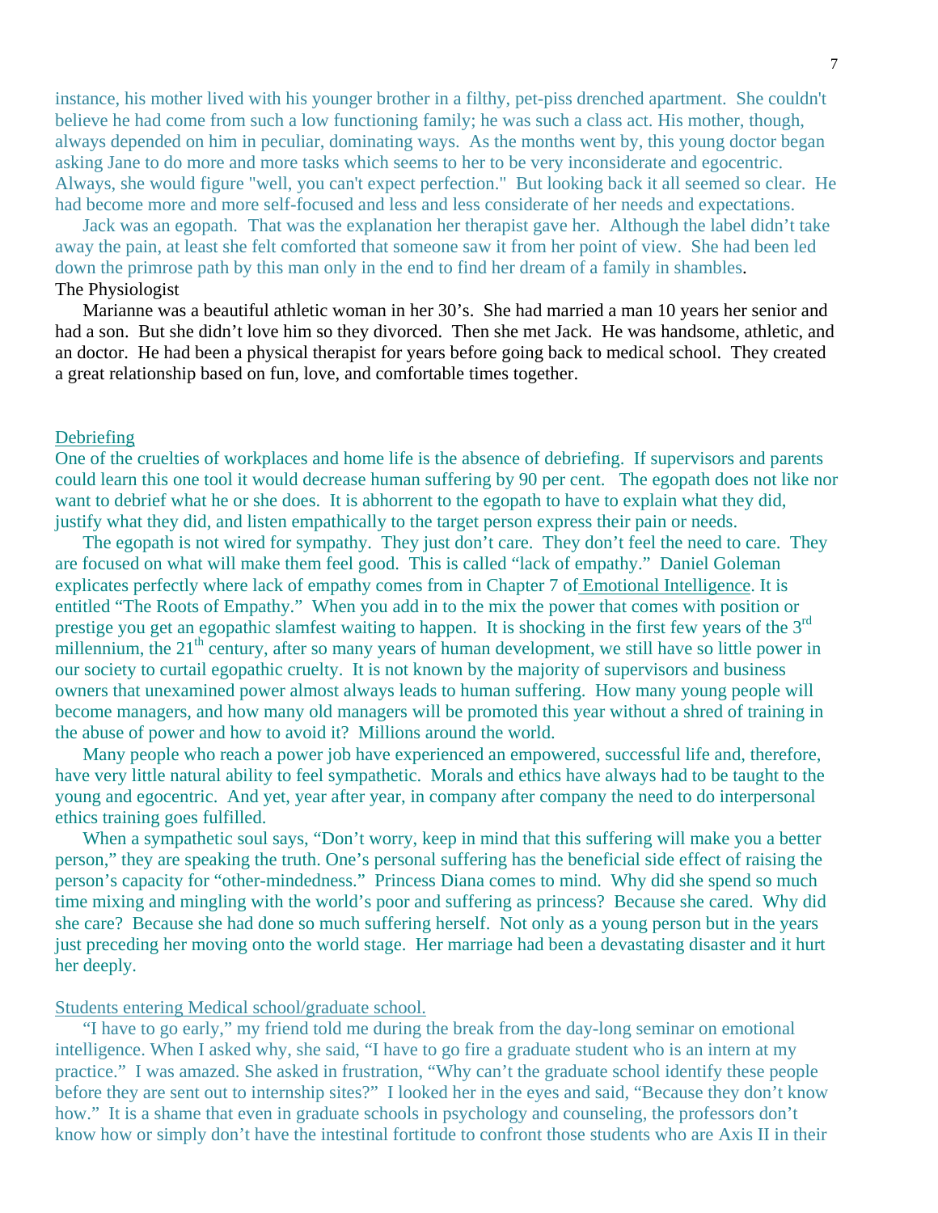instance, his mother lived with his younger brother in a filthy, pet-piss drenched apartment. She couldn't believe he had come from such a low functioning family; he was such a class act. His mother, though, always depended on him in peculiar, dominating ways. As the months went by, this young doctor began asking Jane to do more and more tasks which seems to her to be very inconsiderate and egocentric. Always, she would figure "well, you can't expect perfection." But looking back it all seemed so clear. He had become more and more self-focused and less and less considerate of her needs and expectations.

Jack was an egopath. That was the explanation her therapist gave her. Although the label didn't take away the pain, at least she felt comforted that someone saw it from her point of view. She had been led down the primrose path by this man only in the end to find her dream of a family in shambles.

The Physiologist

Marianne was a beautiful athletic woman in her 30's. She had married a man 10 years her senior and had a son. But she didn't love him so they divorced. Then she met Jack. He was handsome, athletic, and an doctor. He had been a physical therapist for years before going back to medical school. They created a great relationship based on fun, love, and comfortable times together.

Debriefing

One of the cruelties of workplaces and home life is the absence of debriefing. If supervisors and parents could learn this one tool it would decrease human suffering by 90 per cent. The egopath does not like nor want to debrief what he or she does. It is abhorrent to the egopath to have to explain what they did, justify what they did, and listen empathically to the target person express their pain or needs.

The egopath is not wired for sympathy. They just don't care. They don't feel the need to care. They are focused on what will make them feel good. This is called "lack of empathy." Daniel Goleman explicates perfectly where lack of empathy comes from in Chapter 7 of Emotional Intelligence. It is entitled "The Roots of Empathy." When you add in to the mix the power that comes with position or prestige you get an egopathic slamfest waiting to happen. It is shocking in the first few years of the 3rd millennium, the 21th century, after so many years of human development, we still have so little power in our society to curtail egopathic cruelty. It is not known by the majority of supervisors and business owners that unexamined power almost always leads to human suffering. How many young people will become managers, and how many old managers will be promoted this year without a shred of training in the abuse of power and how to avoid it? Millions around the world.

Many people who reach a power job have experienced an empowered, successful life and, therefore, have very little natural ability to feel sympathetic. Morals and ethics have always had to be taught to the young and egocentric. And yet, year after year, in company after company the need to do interpersonal ethics training goes fulfilled.

When a sympathetic soul says, "Don't worry, keep in mind that this suffering will make you a better person," they are speaking the truth. One's personal suffering has the beneficial side effect of raising the person's capacity for "other-mindedness." Princess Diana comes to mind. Why did she spend so much time mixing and mingling with the world's poor and suffering as princess? Because she cared. Why did she care? Because she had done so much suffering herself. Not only as a young person but in the years just preceding her moving onto the world stage. Her marriage had been a devastating disaster and it hurt her deeply.

Students entering Medical school/graduate school.

"I have to go early," my friend told me during the break from the day-long seminar on emotional intelligence. When I asked why, she said, "I have to go fire a graduate student who is an intern at my practice." I was amazed. She asked in frustration, "Why can't the graduate school identify these people before they are sent out to internship sites?" I looked her in the eyes and said, "Because they don't know how." It is a shame that even in graduate schools in psychology and counseling, the professors don't know how or simply don't have the intestinal fortitude to confront those students who are Axis II in their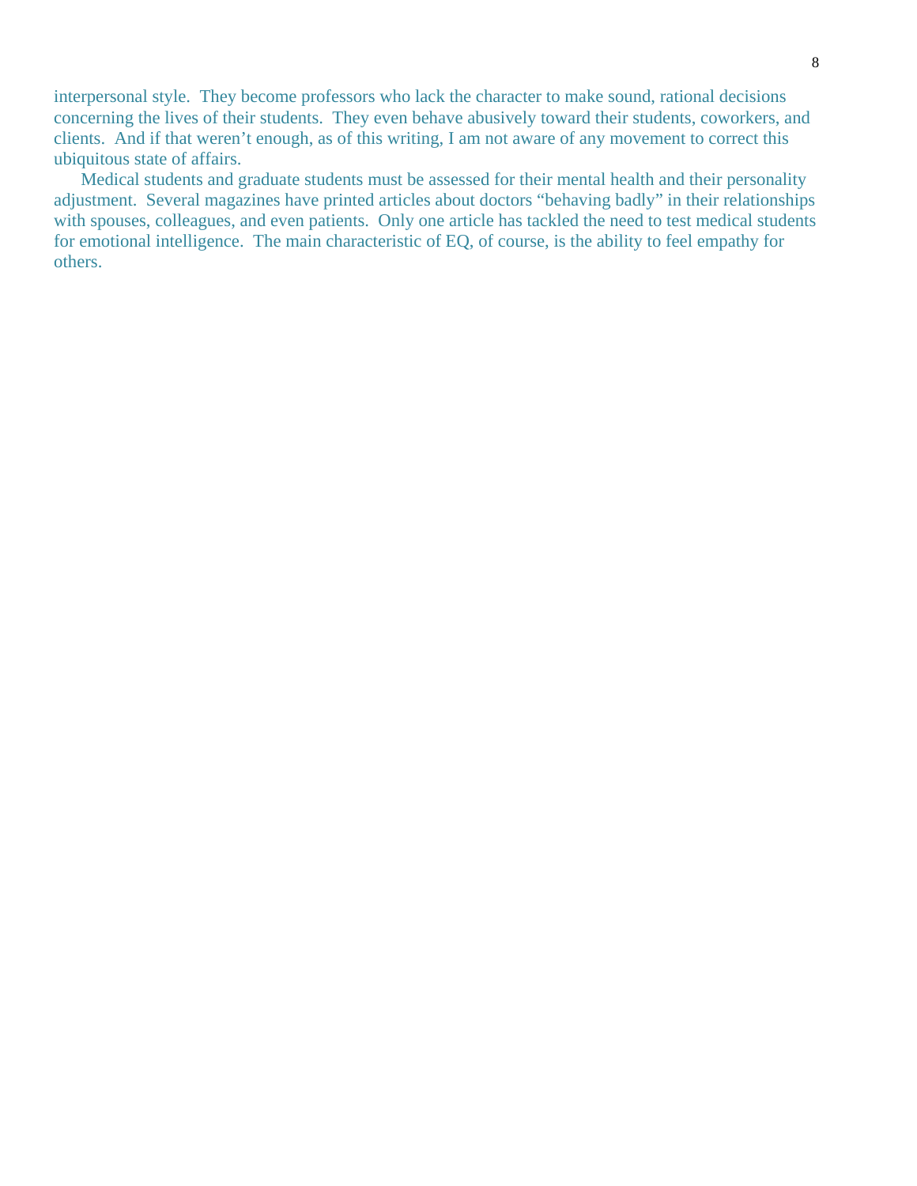interpersonal style. They become professors who lack the character to make sound, rational decisions concerning the lives of their students. They even behave abusively toward their students, coworkers, and clients. And if that weren't enough, as of this writing, I am not aware of any movement to correct this ubiquitous state of affairs.

Medical students and graduate students must be assessed for their mental health and their personality adjustment. Several magazines have printed articles about doctors "behaving badly" in their relationships with spouses, colleagues, and even patients. Only one article has tackled the need to test medical students for emotional intelligence. The main characteristic of EQ, of course, is the ability to feel empathy for others.